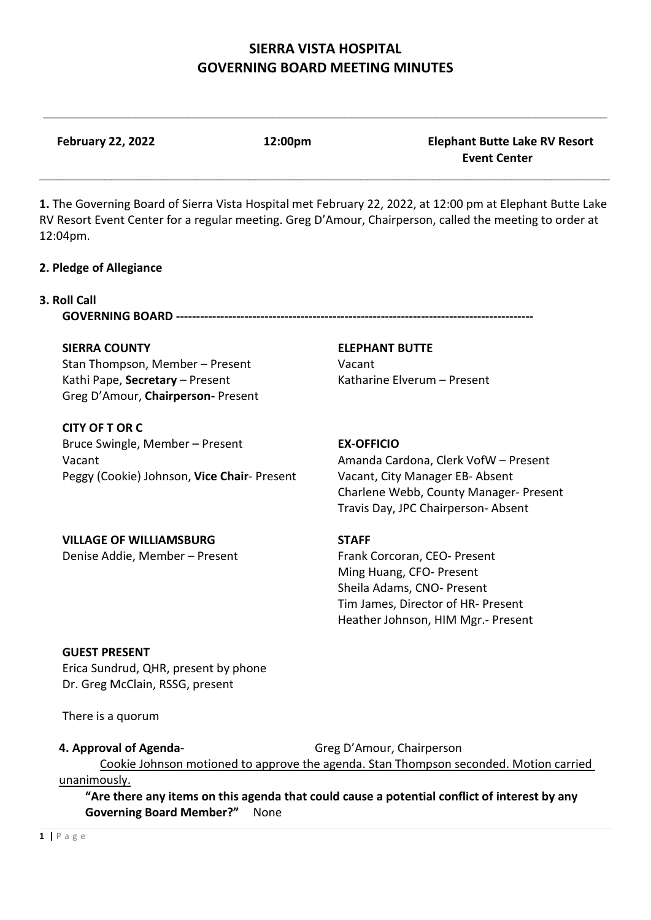# SIERRA VISTA HOSPITAL
# GOVERNING BOARD MEETING MINUTES

---

**February 22, 2022** **12:00pm** **Elephant Butte Lake RV Resort Event Center**

---

**1.** The Governing Board of Sierra Vista Hospital met February 22, 2022, at 12:00 pm at Elephant Butte Lake RV Resort Event Center for a regular meeting. Greg D'Amour, Chairperson, called the meeting to order at 12:04pm.

**2. Pledge of Allegiance**

**3. Roll Call**

**GOVERNING BOARD ----------------------------------------------------------------------------------------**

**SIERRA COUNTY**
Stan Thompson, Member – Present
Kathi Pape, **Secretary** – Present
Greg D'Amour, **Chairperson-** Present

**ELEPHANT BUTTE**
Vacant
Katharine Elverum – Present

**CITY OF T OR C**
Bruce Swingle, Member – Present
Vacant
Peggy (Cookie) Johnson, **Vice Chair**- Present

**EX-OFFICIO**
Amanda Cardona, Clerk VofW – Present
Vacant, City Manager EB- Absent
Charlene Webb, County Manager- Present
Travis Day, JPC Chairperson- Absent

**VILLAGE OF WILLIAMSBURG**
Denise Addie, Member – Present

**STAFF**
Frank Corcoran, CEO- Present
Ming Huang, CFO- Present
Sheila Adams, CNO- Present
Tim James, Director of HR- Present
Heather Johnson, HIM Mgr.- Present

**GUEST PRESENT**
Erica Sundrud, QHR, present by phone
Dr. Greg McClain, RSSG, present

There is a quorum

**4. Approval of Agenda**- Greg D'Amour, Chairperson

<u>Cookie Johnson motioned to approve the agenda. Stan Thompson seconded. Motion carried unanimously.</u>

**"Are there any items on this agenda that could cause a potential conflict of interest by any Governing Board Member?"** None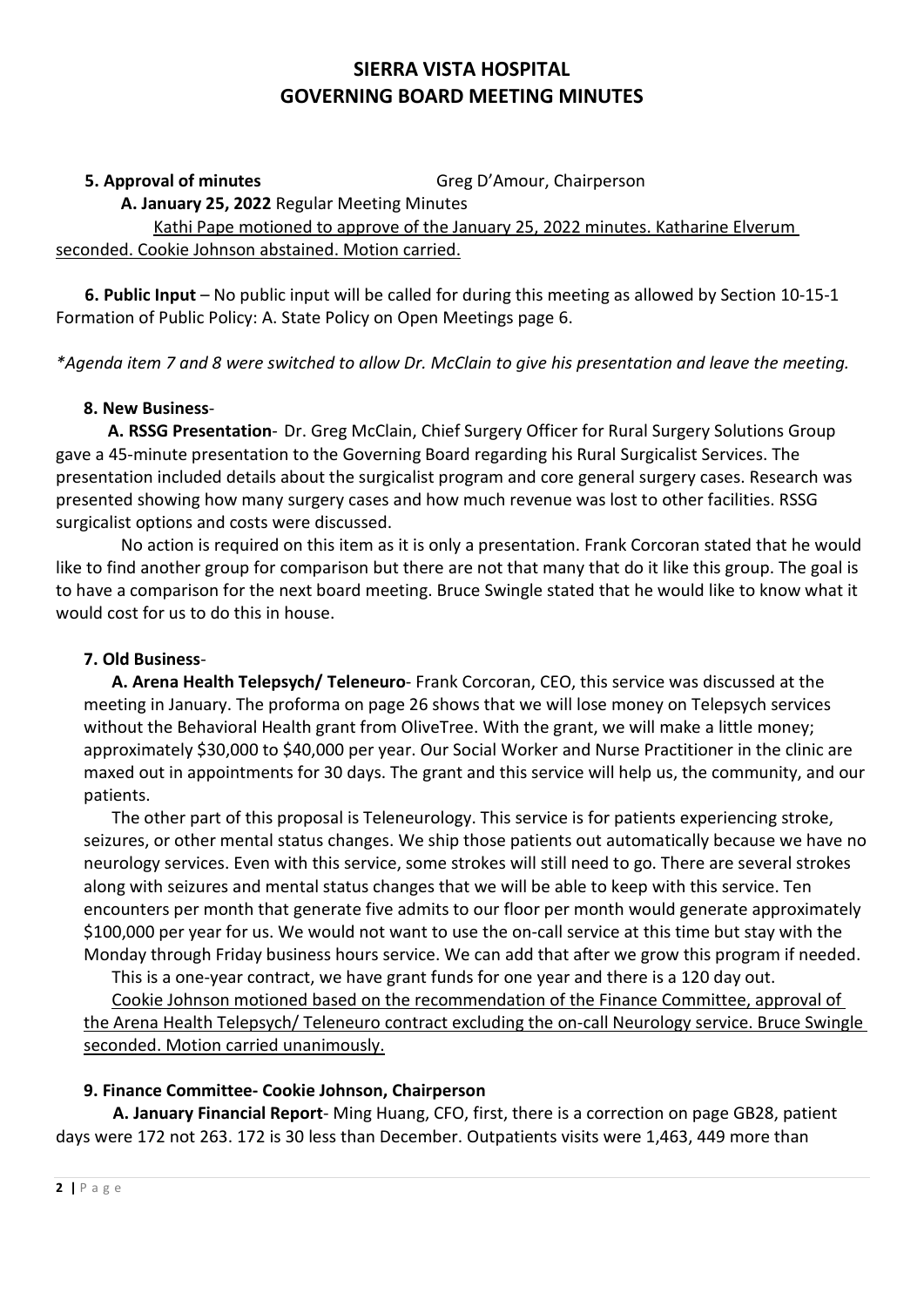# SIERRA VISTA HOSPITAL
# GOVERNING BOARD MEETING MINUTES

**5. Approval of minutes** Greg D'Amour, Chairperson

**A. January 25, 2022** Regular Meeting Minutes

<u>Kathi Pape motioned to approve of the January 25, 2022 minutes. Katharine Elverum seconded. Cookie Johnson abstained. Motion carried.</u>

**6. Public Input** – No public input will be called for during this meeting as allowed by Section 10-15-1 Formation of Public Policy: A. State Policy on Open Meetings page 6.

*\*Agenda item 7 and 8 were switched to allow Dr. McClain to give his presentation and leave the meeting.*

**8. New Business**-

**A. RSSG Presentation**- Dr. Greg McClain, Chief Surgery Officer for Rural Surgery Solutions Group gave a 45-minute presentation to the Governing Board regarding his Rural Surgicalist Services. The presentation included details about the surgicalist program and core general surgery cases. Research was presented showing how many surgery cases and how much revenue was lost to other facilities. RSSG surgicalist options and costs were discussed.

No action is required on this item as it is only a presentation. Frank Corcoran stated that he would like to find another group for comparison but there are not that many that do it like this group. The goal is to have a comparison for the next board meeting. Bruce Swingle stated that he would like to know what it would cost for us to do this in house.

**7. Old Business**-

**A. Arena Health Telepsych/ Teleneuro**- Frank Corcoran, CEO, this service was discussed at the meeting in January. The proforma on page 26 shows that we will lose money on Telepsych services without the Behavioral Health grant from OliveTree. With the grant, we will make a little money; approximately $30,000 to $40,000 per year. Our Social Worker and Nurse Practitioner in the clinic are maxed out in appointments for 30 days. The grant and this service will help us, the community, and our patients.

The other part of this proposal is Teleneurology. This service is for patients experiencing stroke, seizures, or other mental status changes. We ship those patients out automatically because we have no neurology services. Even with this service, some strokes will still need to go. There are several strokes along with seizures and mental status changes that we will be able to keep with this service. Ten encounters per month that generate five admits to our floor per month would generate approximately $100,000 per year for us. We would not want to use the on-call service at this time but stay with the Monday through Friday business hours service. We can add that after we grow this program if needed.

This is a one-year contract, we have grant funds for one year and there is a 120 day out.

<u>Cookie Johnson motioned based on the recommendation of the Finance Committee, approval of the Arena Health Telepsych/ Teleneuro contract excluding the on-call Neurology service. Bruce Swingle seconded. Motion carried unanimously.</u>

**9. Finance Committee- Cookie Johnson, Chairperson**

**A. January Financial Report**- Ming Huang, CFO, first, there is a correction on page GB28, patient days were 172 not 263. 172 is 30 less than December. Outpatients visits were 1,463, 449 more than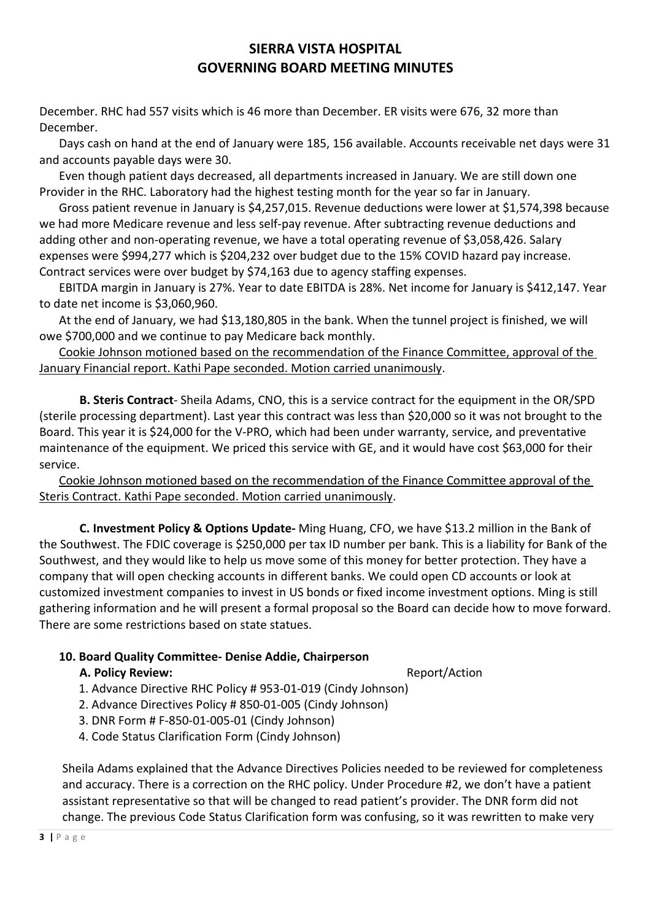December. RHC had 557 visits which is 46 more than December. ER visits were 676, 32 more than December.

Days cash on hand at the end of January were 185, 156 available. Accounts receivable net days were 31 and accounts payable days were 30.

Even though patient days decreased, all departments increased in January. We are still down one Provider in the RHC. Laboratory had the highest testing month for the year so far in January.

Gross patient revenue in January is $4,257,015. Revenue deductions were lower at $1,574,398 because we had more Medicare revenue and less self-pay revenue. After subtracting revenue deductions and adding other and non-operating revenue, we have a total operating revenue of $3,058,426. Salary expenses were $994,277 which is $204,232 over budget due to the 15% COVID hazard pay increase. Contract services were over budget by $74,163 due to agency staffing expenses.

EBITDA margin in January is 27%. Year to date EBITDA is 28%. Net income for January is $412,147. Year to date net income is $3,060,960.

At the end of January, we had $13,180,805 in the bank. When the tunnel project is finished, we will owe $700,000 and we continue to pay Medicare back monthly.

<u>Cookie Johnson motioned based on the recommendation of the Finance Committee, approval of the January Financial report. Kathi Pape seconded. Motion carried unanimously</u>.

**B. Steris Contract**- Sheila Adams, CNO, this is a service contract for the equipment in the OR/SPD (sterile processing department). Last year this contract was less than $20,000 so it was not brought to the Board. This year it is $24,000 for the V-PRO, which had been under warranty, service, and preventative maintenance of the equipment. We priced this service with GE, and it would have cost $63,000 for their service.

<u>Cookie Johnson motioned based on the recommendation of the Finance Committee approval of the Steris Contract. Kathi Pape seconded. Motion carried unanimously</u>.

**C. Investment Policy & Options Update-** Ming Huang, CFO, we have $13.2 million in the Bank of the Southwest. The FDIC coverage is $250,000 per tax ID number per bank. This is a liability for Bank of the Southwest, and they would like to help us move some of this money for better protection. They have a company that will open checking accounts in different banks. We could open CD accounts or look at customized investment companies to invest in US bonds or fixed income investment options. Ming is still gathering information and he will present a formal proposal so the Board can decide how to move forward. There are some restrictions based on state statues.

**10. Board Quality Committee- Denise Addie, Chairperson**

**A. Policy Review:** Report/Action

1. Advance Directive RHC Policy # 953-01-019 (Cindy Johnson)
2. Advance Directives Policy # 850-01-005 (Cindy Johnson)
3. DNR Form # F-850-01-005-01 (Cindy Johnson)
4. Code Status Clarification Form (Cindy Johnson)

Sheila Adams explained that the Advance Directives Policies needed to be reviewed for completeness and accuracy. There is a correction on the RHC policy. Under Procedure #2, we don't have a patient assistant representative so that will be changed to read patient's provider. The DNR form did not change. The previous Code Status Clarification form was confusing, so it was rewritten to make very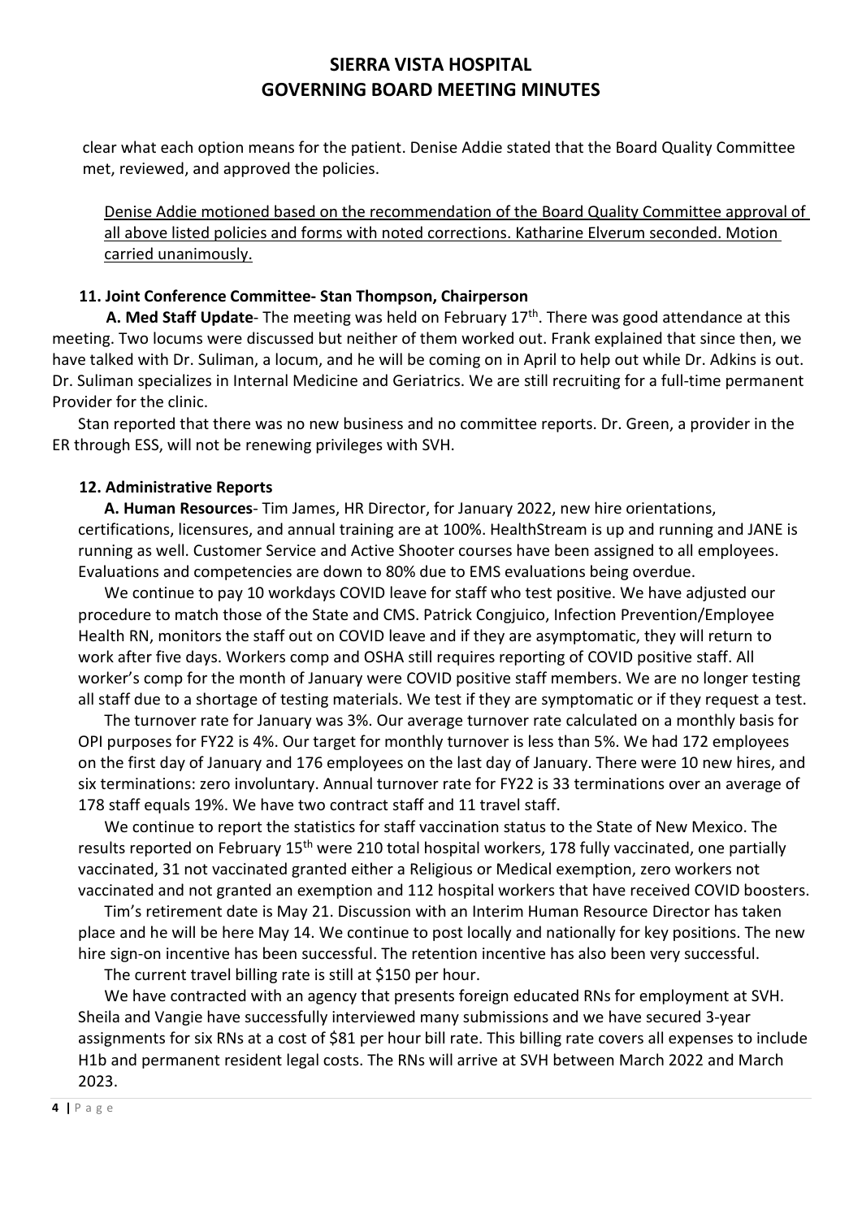clear what each option means for the patient. Denise Addie stated that the Board Quality Committee met, reviewed, and approved the policies.

<u>Denise Addie motioned based on the recommendation of the Board Quality Committee approval of all above listed policies and forms with noted corrections. Katharine Elverum seconded. Motion carried unanimously.</u>

**11. Joint Conference Committee- Stan Thompson, Chairperson**

**A. Med Staff Update**- The meeting was held on February 17th. There was good attendance at this meeting. Two locums were discussed but neither of them worked out. Frank explained that since then, we have talked with Dr. Suliman, a locum, and he will be coming on in April to help out while Dr. Adkins is out. Dr. Suliman specializes in Internal Medicine and Geriatrics. We are still recruiting for a full-time permanent Provider for the clinic.

Stan reported that there was no new business and no committee reports. Dr. Green, a provider in the ER through ESS, will not be renewing privileges with SVH.

**12. Administrative Reports**

**A. Human Resources**- Tim James, HR Director, for January 2022, new hire orientations, certifications, licensures, and annual training are at 100%. HealthStream is up and running and JANE is running as well. Customer Service and Active Shooter courses have been assigned to all employees. Evaluations and competencies are down to 80% due to EMS evaluations being overdue.

We continue to pay 10 workdays COVID leave for staff who test positive. We have adjusted our procedure to match those of the State and CMS. Patrick Congjuico, Infection Prevention/Employee Health RN, monitors the staff out on COVID leave and if they are asymptomatic, they will return to work after five days. Workers comp and OSHA still requires reporting of COVID positive staff. All worker's comp for the month of January were COVID positive staff members. We are no longer testing all staff due to a shortage of testing materials. We test if they are symptomatic or if they request a test.

The turnover rate for January was 3%. Our average turnover rate calculated on a monthly basis for OPI purposes for FY22 is 4%. Our target for monthly turnover is less than 5%. We had 172 employees on the first day of January and 176 employees on the last day of January. There were 10 new hires, and six terminations: zero involuntary. Annual turnover rate for FY22 is 33 terminations over an average of 178 staff equals 19%. We have two contract staff and 11 travel staff.

We continue to report the statistics for staff vaccination status to the State of New Mexico. The results reported on February 15th were 210 total hospital workers, 178 fully vaccinated, one partially vaccinated, 31 not vaccinated granted either a Religious or Medical exemption, zero workers not vaccinated and not granted an exemption and 112 hospital workers that have received COVID boosters.

Tim's retirement date is May 21. Discussion with an Interim Human Resource Director has taken place and he will be here May 14. We continue to post locally and nationally for key positions. The new hire sign-on incentive has been successful. The retention incentive has also been very successful.

The current travel billing rate is still at $150 per hour.

We have contracted with an agency that presents foreign educated RNs for employment at SVH. Sheila and Vangie have successfully interviewed many submissions and we have secured 3-year assignments for six RNs at a cost of $81 per hour bill rate. This billing rate covers all expenses to include H1b and permanent resident legal costs. The RNs will arrive at SVH between March 2022 and March 2023.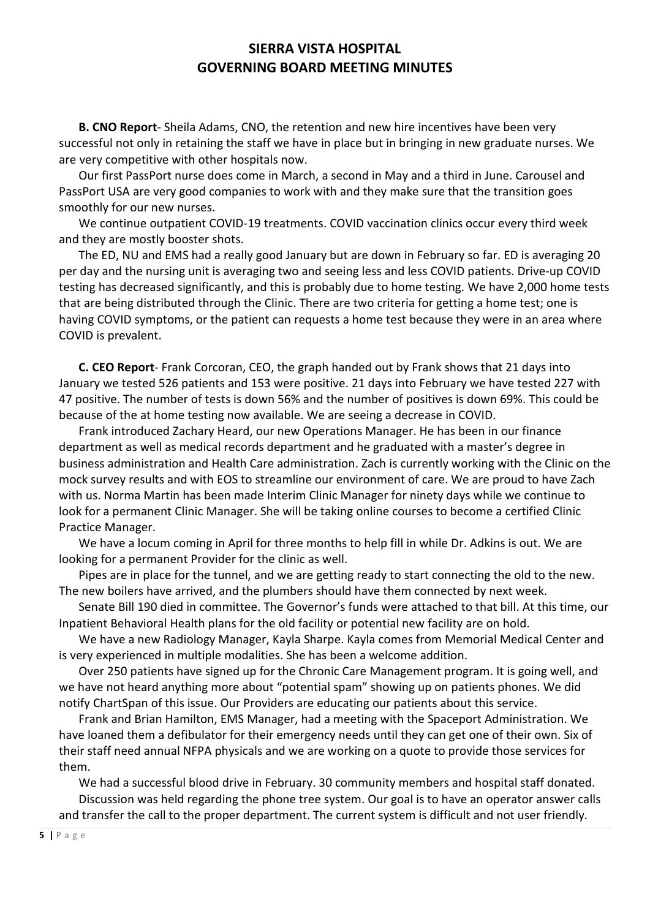# SIERRA VISTA HOSPITAL
# GOVERNING BOARD MEETING MINUTES

**B. CNO Report**- Sheila Adams, CNO, the retention and new hire incentives have been very successful not only in retaining the staff we have in place but in bringing in new graduate nurses. We are very competitive with other hospitals now.

Our first PassPort nurse does come in March, a second in May and a third in June. Carousel and PassPort USA are very good companies to work with and they make sure that the transition goes smoothly for our new nurses.

We continue outpatient COVID-19 treatments. COVID vaccination clinics occur every third week and they are mostly booster shots.

The ED, NU and EMS had a really good January but are down in February so far. ED is averaging 20 per day and the nursing unit is averaging two and seeing less and less COVID patients. Drive-up COVID testing has decreased significantly, and this is probably due to home testing. We have 2,000 home tests that are being distributed through the Clinic. There are two criteria for getting a home test; one is having COVID symptoms, or the patient can requests a home test because they were in an area where COVID is prevalent.

**C. CEO Report**- Frank Corcoran, CEO, the graph handed out by Frank shows that 21 days into January we tested 526 patients and 153 were positive. 21 days into February we have tested 227 with 47 positive. The number of tests is down 56% and the number of positives is down 69%. This could be because of the at home testing now available. We are seeing a decrease in COVID.

Frank introduced Zachary Heard, our new Operations Manager. He has been in our finance department as well as medical records department and he graduated with a master's degree in business administration and Health Care administration. Zach is currently working with the Clinic on the mock survey results and with EOS to streamline our environment of care. We are proud to have Zach with us. Norma Martin has been made Interim Clinic Manager for ninety days while we continue to look for a permanent Clinic Manager. She will be taking online courses to become a certified Clinic Practice Manager.

We have a locum coming in April for three months to help fill in while Dr. Adkins is out. We are looking for a permanent Provider for the clinic as well.

Pipes are in place for the tunnel, and we are getting ready to start connecting the old to the new. The new boilers have arrived, and the plumbers should have them connected by next week.

Senate Bill 190 died in committee. The Governor's funds were attached to that bill. At this time, our Inpatient Behavioral Health plans for the old facility or potential new facility are on hold.

We have a new Radiology Manager, Kayla Sharpe. Kayla comes from Memorial Medical Center and is very experienced in multiple modalities. She has been a welcome addition.

Over 250 patients have signed up for the Chronic Care Management program. It is going well, and we have not heard anything more about "potential spam" showing up on patients phones. We did notify ChartSpan of this issue. Our Providers are educating our patients about this service.

Frank and Brian Hamilton, EMS Manager, had a meeting with the Spaceport Administration. We have loaned them a defibulator for their emergency needs until they can get one of their own. Six of their staff need annual NFPA physicals and we are working on a quote to provide those services for them.

We had a successful blood drive in February. 30 community members and hospital staff donated.

Discussion was held regarding the phone tree system. Our goal is to have an operator answer calls and transfer the call to the proper department. The current system is difficult and not user friendly.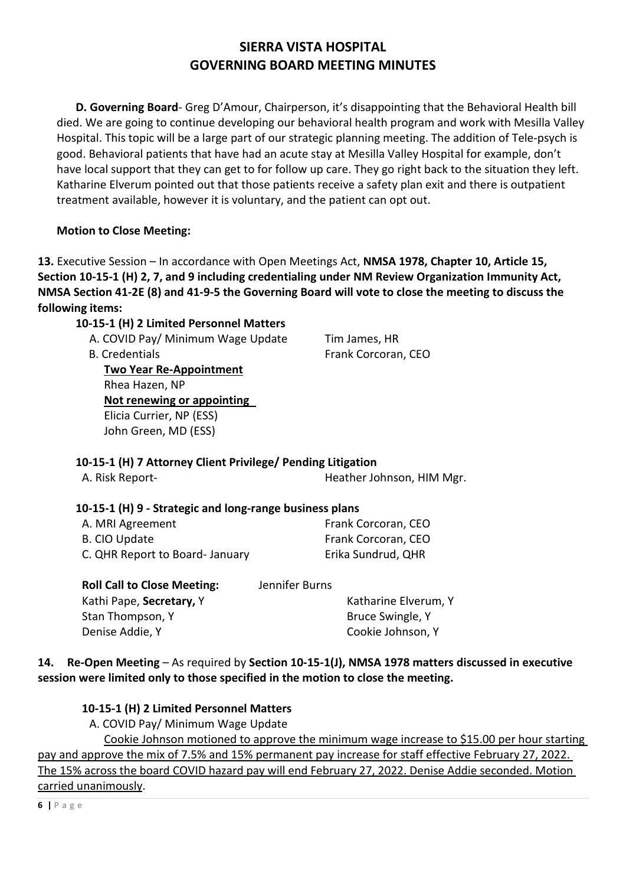# SIERRA VISTA HOSPITAL
# GOVERNING BOARD MEETING MINUTES

**D. Governing Board**- Greg D'Amour, Chairperson, it's disappointing that the Behavioral Health bill died. We are going to continue developing our behavioral health program and work with Mesilla Valley Hospital. This topic will be a large part of our strategic planning meeting. The addition of Tele-psych is good. Behavioral patients that have had an acute stay at Mesilla Valley Hospital for example, don't have local support that they can get to for follow up care. They go right back to the situation they left. Katharine Elverum pointed out that those patients receive a safety plan exit and there is outpatient treatment available, however it is voluntary, and the patient can opt out.

**Motion to Close Meeting:**

**13.** Executive Session – In accordance with Open Meetings Act, **NMSA 1978, Chapter 10, Article 15, Section 10-15-1 (H) 2, 7, and 9 including credentialing under NM Review Organization Immunity Act, NMSA Section 41-2E (8) and 41-9-5 the Governing Board will vote to close the meeting to discuss the following items:**

**10-15-1 (H) 2 Limited Personnel Matters**

A. COVID Pay/ Minimum Wage Update — Tim James, HR

B. Credentials — Frank Corcoran, CEO

<u>**Two Year Re-Appointment**</u>

Rhea Hazen, NP

<u>**Not renewing or appointing**</u>

Elicia Currier, NP (ESS)

John Green, MD (ESS)

**10-15-1 (H) 7 Attorney Client Privilege/ Pending Litigation**

A. Risk Report- — Heather Johnson, HIM Mgr.

**10-15-1 (H) 9 - Strategic and long-range business plans**

A. MRI Agreement — Frank Corcoran, CEO

B. CIO Update — Frank Corcoran, CEO

C. QHR Report to Board- January — Erika Sundrud, QHR

**Roll Call to Close Meeting:** Jennifer Burns

Kathi Pape, **Secretary,** Y

Stan Thompson, Y

Denise Addie, Y

Katharine Elverum, Y

Bruce Swingle, Y

Cookie Johnson, Y

**14. Re-Open Meeting** – As required by **Section 10-15-1(J), NMSA 1978 matters discussed in executive session were limited only to those specified in the motion to close the meeting.**

**10-15-1 (H) 2 Limited Personnel Matters**

A. COVID Pay/ Minimum Wage Update

<u>Cookie Johnson motioned to approve the minimum wage increase to $15.00 per hour starting pay and approve the mix of 7.5% and 15% permanent pay increase for staff effective February 27, 2022. The 15% across the board COVID hazard pay will end February 27, 2022. Denise Addie seconded. Motion carried unanimously</u>.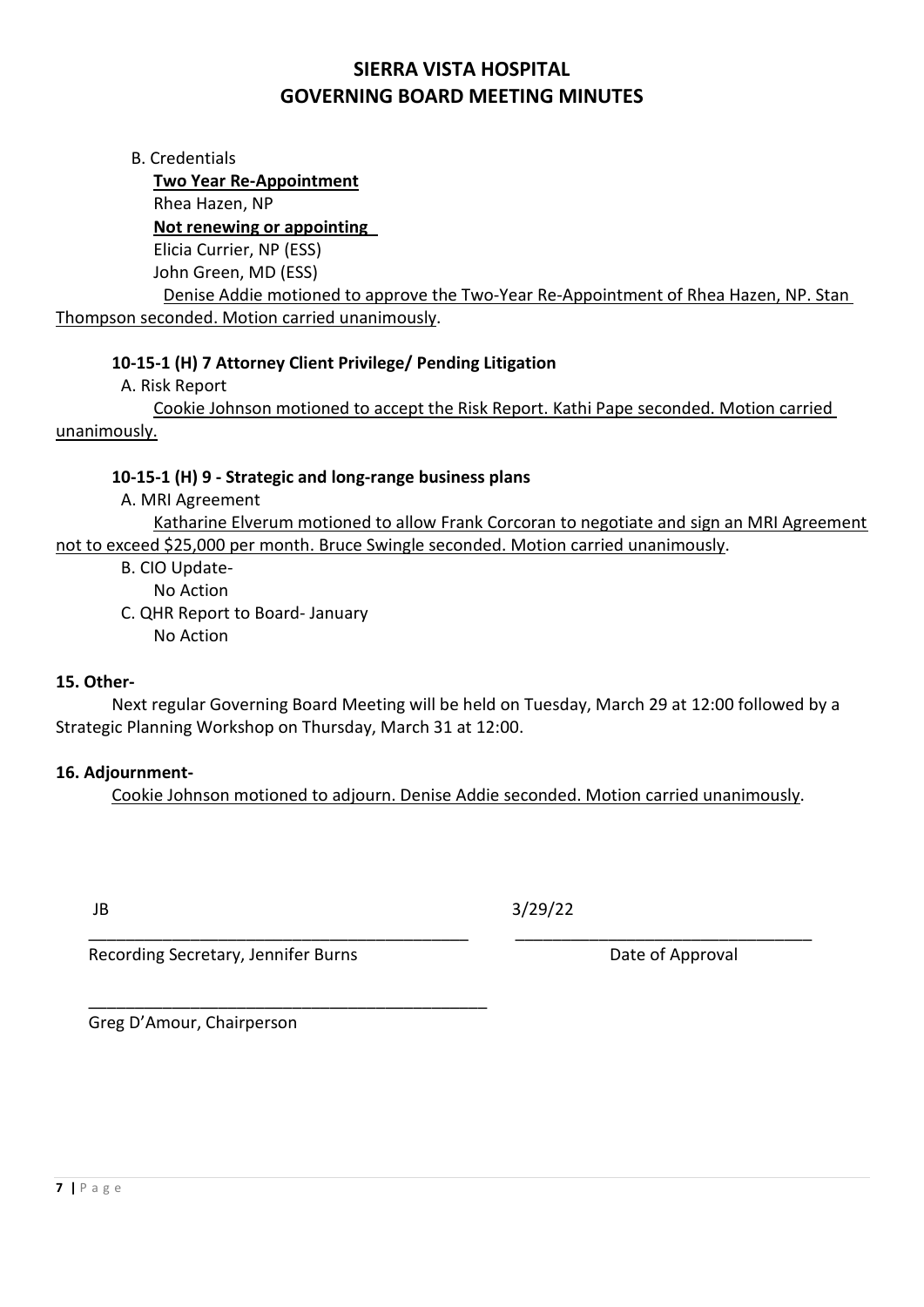# SIERRA VISTA HOSPITAL
# GOVERNING BOARD MEETING MINUTES

B. Credentials

**Two Year Re-Appointment**

Rhea Hazen, NP

**Not renewing or appointing**

Elicia Currier, NP (ESS)

John Green, MD (ESS)

<u>Denise Addie motioned to approve the Two-Year Re-Appointment of Rhea Hazen, NP. Stan Thompson seconded. Motion carried unanimously</u>.

**10-15-1 (H) 7 Attorney Client Privilege/ Pending Litigation**

A. Risk Report

<u>Cookie Johnson motioned to accept the Risk Report. Kathi Pape seconded. Motion carried unanimously.</u>

**10-15-1 (H) 9 - Strategic and long-range business plans**

A. MRI Agreement

<u>Katharine Elverum motioned to allow Frank Corcoran to negotiate and sign an MRI Agreement not to exceed $25,000 per month. Bruce Swingle seconded. Motion carried unanimously</u>.

B. CIO Update-

No Action

C. QHR Report to Board- January

No Action

**15. Other-**

Next regular Governing Board Meeting will be held on Tuesday, March 29 at 12:00 followed by a Strategic Planning Workshop on Thursday, March 31 at 12:00.

**16. Adjournment-**

<u>Cookie Johnson motioned to adjourn. Denise Addie seconded. Motion carried unanimously</u>.

JB

___________________________________________

Recording Secretary, Jennifer Burns

3/29/22

________________________________

Date of Approval

___________________________________________

Greg D'Amour, Chairperson